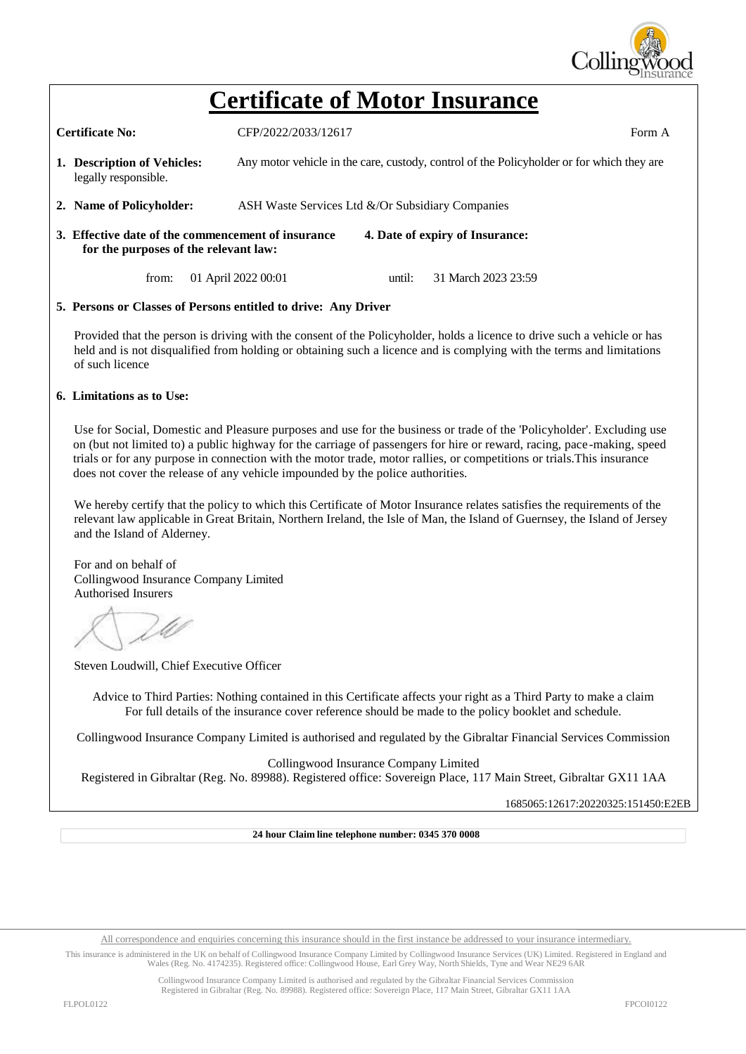# Certificate of Motor Insurance

**Certificate No:** CFP/2022/2033/12617 Form A

1. **Description of Vehicles:** Any motor vehicle in the care, custody, control of the Policyholder or for which they are legally responsible.

2. **Name of Policyholder:** ASH Waste Services Ltd &/Or Subsidiary Companies

3. **Effective date of the commencement of insurance for the purposes of the relevant law:** from: 01 April 2022 00:01

4. **Date of expiry of Insurance:** until: 31 March 2023 23:59

5. **Persons or Classes of Persons entitled to drive: Any Driver**

Provided that the person is driving with the consent of the Policyholder, holds a licence to drive such a vehicle or has held and is not disqualified from holding or obtaining such a licence and is complying with the terms and limitations of such licence

6. **Limitations as to Use:**

Use for Social, Domestic and Pleasure purposes and use for the business or trade of the 'Policyholder'. Excluding use on (but not limited to) a public highway for the carriage of passengers for hire or reward, racing, pace-making, speed trials or for any purpose in connection with the motor trade, motor rallies, or competitions or trials.This insurance does not cover the release of any vehicle impounded by the police authorities.

We hereby certify that the policy to which this Certificate of Motor Insurance relates satisfies the requirements of the relevant law applicable in Great Britain, Northern Ireland, the Isle of Man, the Island of Guernsey, the Island of Jersey and the Island of Alderney.

For and on behalf of
Collingwood Insurance Company Limited
Authorised Insurers

Steven Loudwill, Chief Executive Officer

Advice to Third Parties: Nothing contained in this Certificate affects your right as a Third Party to make a claim
For full details of the insurance cover reference should be made to the policy booklet and schedule.

Collingwood Insurance Company Limited is authorised and regulated by the Gibraltar Financial Services Commission

Collingwood Insurance Company Limited
Registered in Gibraltar (Reg. No. 89988). Registered office: Sovereign Place, 117 Main Street, Gibraltar GX11 1AA

1685065:12617:20220325:151450:E2EB

**24 hour Claim line telephone number: 0345 370 0008**

All correspondence and enquiries concerning this insurance should in the first instance be addressed to your insurance intermediary.

This insurance is administered in the UK on behalf of Collingwood Insurance Company Limited by Collingwood Insurance Services (UK) Limited. Registered in England and Wales (Reg. No. 4174235). Registered office: Collingwood House, Earl Grey Way, North Shields, Tyne and Wear NE29 6AR

Collingwood Insurance Company Limited is authorised and regulated by the Gibraltar Financial Services Commission
Registered in Gibraltar (Reg. No. 89988). Registered office: Sovereign Place, 117 Main Street, Gibraltar GX11 1AA

FLPOL0122 FPCOI0122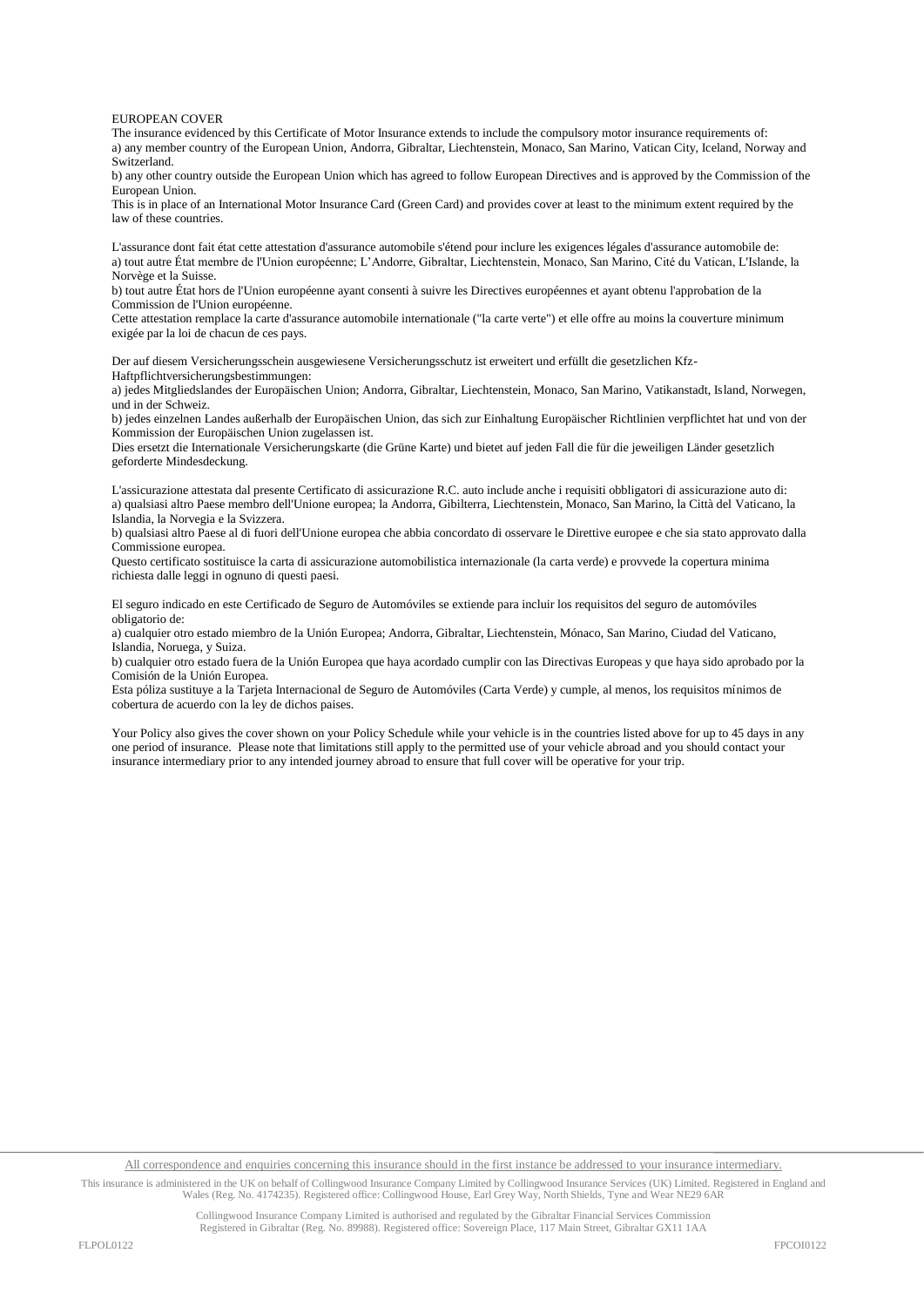EUROPEAN COVER

The insurance evidenced by this Certificate of Motor Insurance extends to include the compulsory motor insurance requirements of:

a) any member country of the European Union, Andorra, Gibraltar, Liechtenstein, Monaco, San Marino, Vatican City, Iceland, Norway and Switzerland.

b) any other country outside the European Union which has agreed to follow European Directives and is approved by the Commission of the European Union.

This is in place of an International Motor Insurance Card (Green Card) and provides cover at least to the minimum extent required by the law of these countries.

L'assurance dont fait état cette attestation d'assurance automobile s'étend pour inclure les exigences légales d'assurance automobile de:

a) tout autre État membre de l'Union européenne; L'Andorre, Gibraltar, Liechtenstein, Monaco, San Marino, Cité du Vatican, L'Islande, la Norvège et la Suisse.

b) tout autre État hors de l'Union européenne ayant consenti à suivre les Directives européennes et ayant obtenu l'approbation de la Commission de l'Union européenne.

Cette attestation remplace la carte d'assurance automobile internationale ("la carte verte") et elle offre au moins la couverture minimum exigée par la loi de chacun de ces pays.

Der auf diesem Versicherungsschein ausgewiesene Versicherungsschutz ist erweitert und erfüllt die gesetzlichen Kfz-Haftpflichtversicherungsbestimmungen:

a) jedes Mitgliedslandes der Europäischen Union; Andorra, Gibraltar, Liechtenstein, Monaco, San Marino, Vatikanstadt, Island, Norwegen, und in der Schweiz.

b) jedes einzelnen Landes außerhalb der Europäischen Union, das sich zur Einhaltung Europäischer Richtlinien verpflichtet hat und von der Kommission der Europäischen Union zugelassen ist.

Dies ersetzt die Internationale Versicherungskarte (die Grüne Karte) und bietet auf jeden Fall die für die jeweiligen Länder gesetzlich geforderte Mindesdeckung.

L'assicurazione attestata dal presente Certificato di assicurazione R.C. auto include anche i requisiti obbligatori di assicurazione auto di:

a) qualsiasi altro Paese membro dell'Unione europea; la Andorra, Gibilterra, Liechtenstein, Monaco, San Marino, la Città del Vaticano, la Islandia, la Norvegia e la Svizzera.

b) qualsiasi altro Paese al di fuori dell'Unione europea che abbia concordato di osservare le Direttive europee e che sia stato approvato dalla Commissione europea.

Questo certificato sostituisce la carta di assicurazione automobilistica internazionale (la carta verde) e provvede la copertura minima richiesta dalle leggi in ognuno di questi paesi.

El seguro indicado en este Certificado de Seguro de Automóviles se extiende para incluir los requisitos del seguro de automóviles obligatorio de:

a) cualquier otro estado miembro de la Unión Europea; Andorra, Gibraltar, Liechtenstein, Mónaco, San Marino, Ciudad del Vaticano, Islandia, Noruega, y Suiza.

b) cualquier otro estado fuera de la Unión Europea que haya acordado cumplir con las Directivas Europeas y que haya sido aprobado por la Comisión de la Unión Europea.

Esta póliza sustituye a la Tarjeta Internacional de Seguro de Automóviles (Carta Verde) y cumple, al menos, los requisitos mínimos de cobertura de acuerdo con la ley de dichos paises.

Your Policy also gives the cover shown on your Policy Schedule while your vehicle is in the countries listed above for up to 45 days in any one period of insurance. Please note that limitations still apply to the permitted use of your vehicle abroad and you should contact your insurance intermediary prior to any intended journey abroad to ensure that full cover will be operative for your trip.

All correspondence and enquiries concerning this insurance should in the first instance be addressed to your insurance intermediary.

This insurance is administered in the UK on behalf of Collingwood Insurance Company Limited by Collingwood Insurance Services (UK) Limited. Registered in England and Wales (Reg. No. 4174235). Registered office: Collingwood House, Earl Grey Way, North Shields, Tyne and Wear NE29 6AR

Collingwood Insurance Company Limited is authorised and regulated by the Gibraltar Financial Services Commission
Registered in Gibraltar (Reg. No. 89988). Registered office: Sovereign Place, 117 Main Street, Gibraltar GX11 1AA

FLPOL0122 FPCOI0122